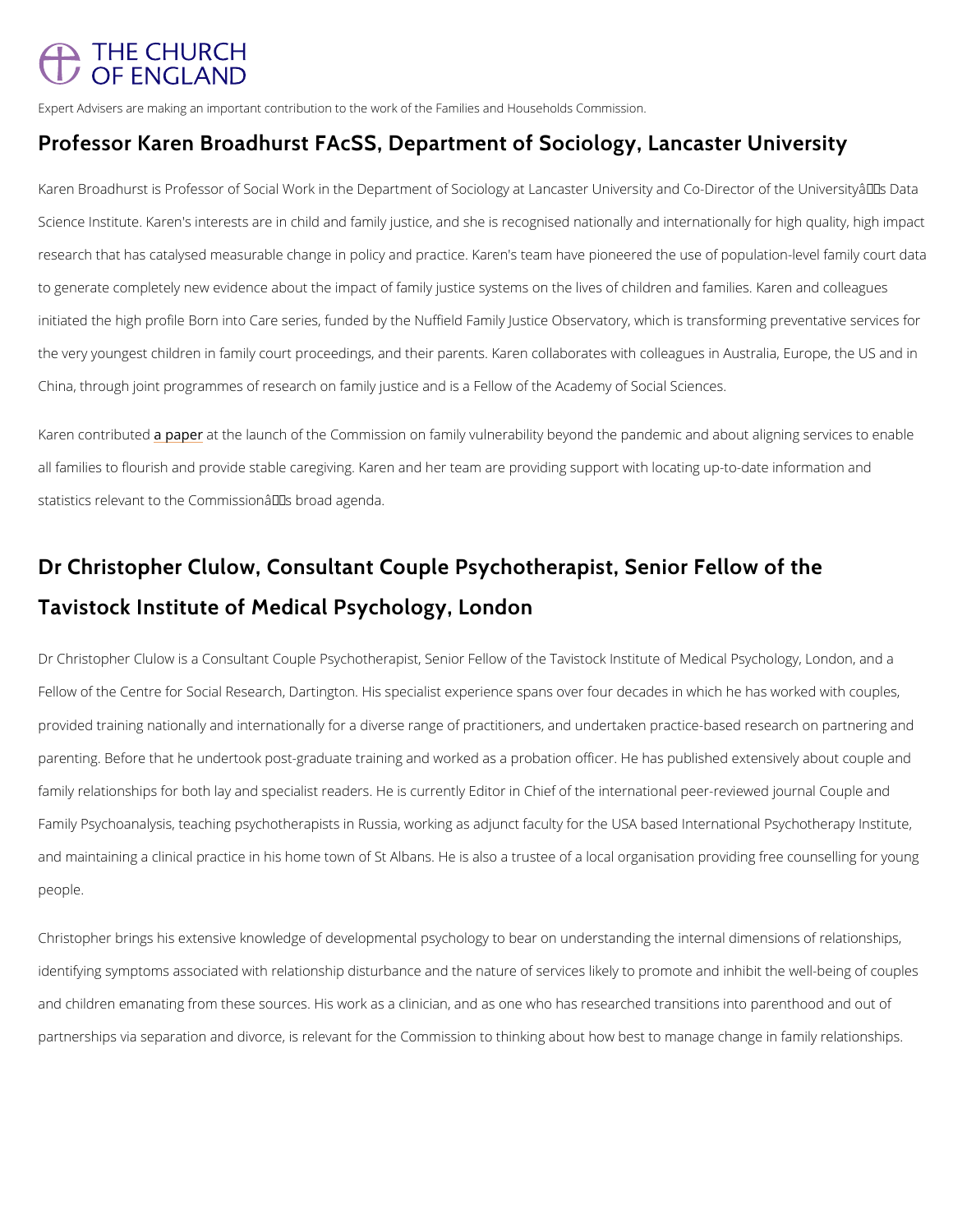THE CHURCH OF ENGLAND

Expert Advisers are making an important contribution to the work of the Families and Households Commission.

## Professor Karen Broadhurst FAcSS, Department of Sociology, Lancaster University

Karen Broadhurst is Professor of Social Work in the Department of Sociology at Lancaster University and Co-Director of the Universityâs Data Science Institute. Karen's interests are in child and family justice, and she is recognised nationally and internationally for high quality, high impact research that has catalysed measurable change in policy and practice. Karen's team have pioneered the use of population-level family court data to generate completely new evidence about the impact of family justice systems on the lives of children and families. Karen and colleagues initiated the high profile Born into Care series, funded by the Nuffield Family Justice Observatory, which is transforming preventative services for the very youngest children in family court proceedings, and their parents. Karen collaborates with colleagues in Australia, Europe, the US and in China, through joint programmes of research on family justice and is a Fellow of the Academy of Social Sciences.

Karen contributed a paper at the launch of the Commission on family vulnerability beyond the pandemic and about aligning services to enable all families to flourish and provide stable caregiving. Karen and her team are providing support with locating up-to-date information and statistics relevant to the Commissionâs broad agenda.

## Dr Christopher Clulow, Consultant Couple Psychotherapist, Senior Fellow of the Tavistock Institute of Medical Psychology, London

Dr Christopher Clulow is a Consultant Couple Psychotherapist, Senior Fellow of the Tavistock Institute of Medical Psychology, London, and a Fellow of the Centre for Social Research, Dartington. His specialist experience spans over four decades in which he has worked with couples, provided training nationally and internationally for a diverse range of practitioners, and undertaken practice-based research on partnering and parenting. Before that he undertook post-graduate training and worked as a probation officer. He has published extensively about couple and family relationships for both lay and specialist readers. He is currently Editor in Chief of the international peer-reviewed journal Couple and Family Psychoanalysis, teaching psychotherapists in Russia, working as adjunct faculty for the USA based International Psychotherapy Institute, and maintaining a clinical practice in his home town of St Albans. He is also a trustee of a local organisation providing free counselling for young people.

Christopher brings his extensive knowledge of developmental psychology to bear on understanding the internal dimensions of relationships, identifying symptoms associated with relationship disturbance and the nature of services likely to promote and inhibit the well-being of couples and children emanating from these sources. His work as a clinician, and as one who has researched transitions into parenthood and out of partnerships via separation and divorce, is relevant for the Commission to thinking about how best to manage change in family relationships.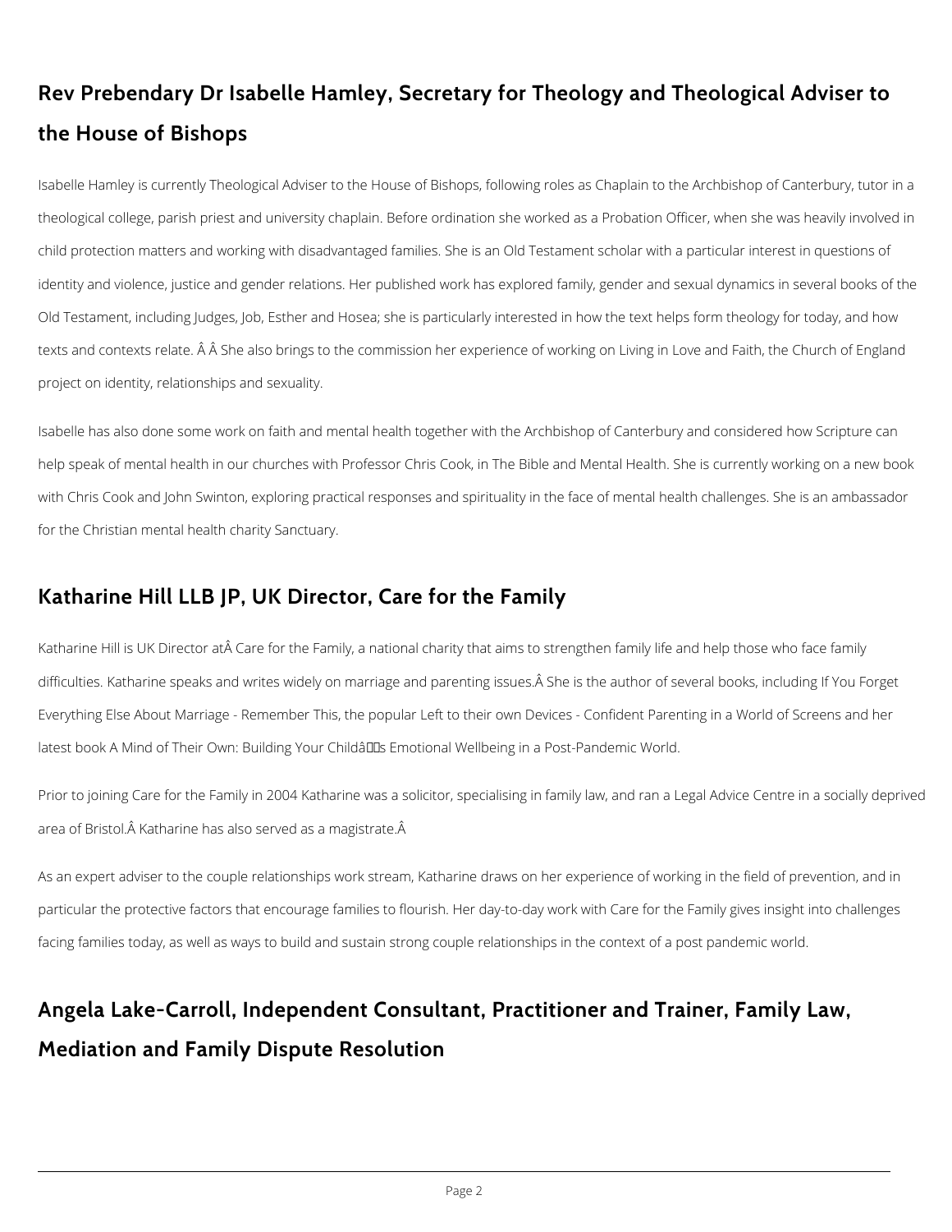## Rev Prebendary Dr Isabelle Hamley, Secretary for Theology and Theological Adviser to the House of Bishops

Isabelle Hamley is currently Theological Adviser to the House of Bishops, following roles as Chaplain to the Archbishop of Canterbury, tutor in a theological college, parish priest and university chaplain. Before ordination she worked as a Probation Officer, when she was heavily involved in child protection matters and working with disadvantaged families. She is an Old Testament scholar with a particular interest in questions of identity and violence, justice and gender relations. Her published work has explored family, gender and sexual dynamics in several books of the Old Testament, including Judges, Job, Esther and Hosea; she is particularly interested in how the text helps form theology for today, and how texts and contexts relate. Â Â She also brings to the commission her experience of working on Living in Love and Faith, the Church of England project on identity, relationships and sexuality.

Isabelle has also done some work on faith and mental health together with the Archbishop of Canterbury and considered how Scripture can help speak of mental health in our churches with Professor Chris Cook, in The Bible and Mental Health. She is currently working on a new book with Chris Cook and John Swinton, exploring practical responses and spirituality in the face of mental health challenges. She is an ambassador for the Christian mental health charity Sanctuary.

## Katharine Hill LLB JP, UK Director, Care for the Family

Katharine Hill is UK Director atÂ Care for the Family, a national charity that aims to strengthen family life and help those who face family difficulties. Katharine speaks and writes widely on marriage and parenting issues.Â She is the author of several books, including If You Forget Everything Else About Marriage - Remember This, the popular Left to their own Devices - Confident Parenting in a World of Screens and her latest book A Mind of Their Own: Building Your Childâs Emotional Wellbeing in a Post-Pandemic World.

Prior to joining Care for the Family in 2004 Katharine was a solicitor, specialising in family law, and ran a Legal Advice Centre in a socially deprived area of Bristol.Â Katharine has also served as a magistrate.Â

As an expert adviser to the couple relationships work stream, Katharine draws on her experience of working in the field of prevention, and in particular the protective factors that encourage families to flourish. Her day-to-day work with Care for the Family gives insight into challenges facing families today, as well as ways to build and sustain strong couple relationships in the context of a post pandemic world.

## Angela Lake-Carroll, Independent Consultant, Practitioner and Trainer, Family Law, Mediation and Family Dispute Resolution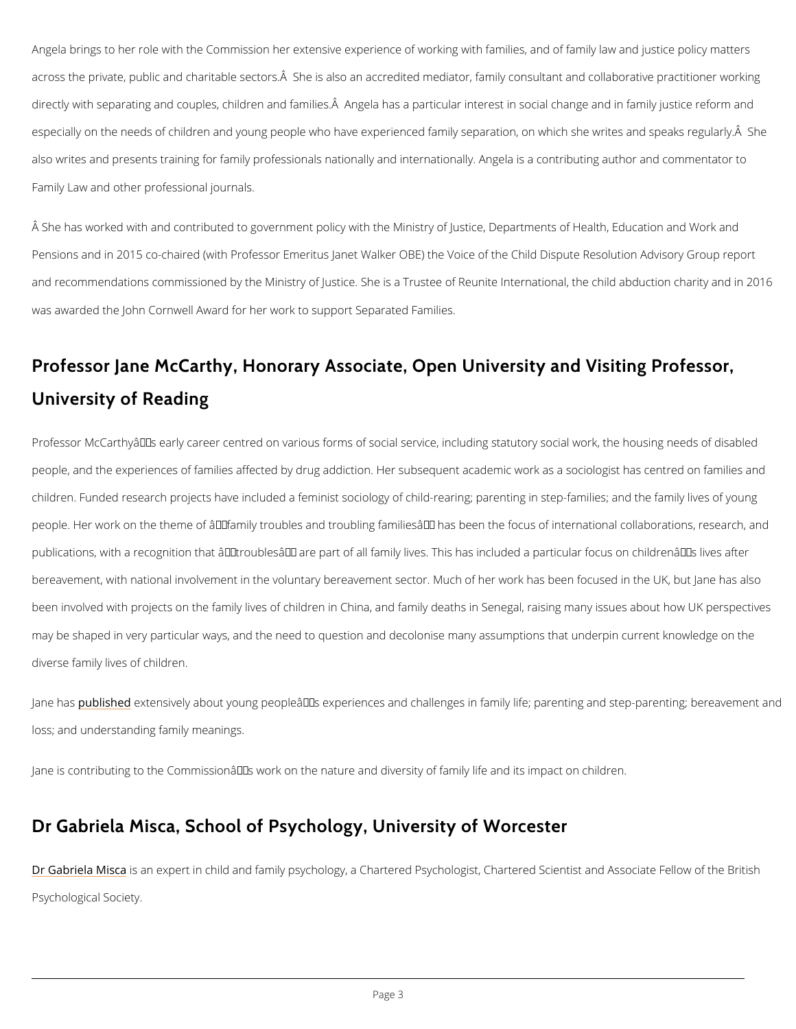Angela brings to her role with the Commission her extensive experience of working with families, and of family law and justice policy matters across the private, public and charitable sectors.Â  She is also an accredited mediator, family consultant and collaborative practitioner working directly with separating and couples, children and families.Â  Angela has a particular interest in social change and in family justice reform and especially on the needs of children and young people who have experienced family separation, on which she writes and speaks regularly.Â  She also writes and presents training for family professionals nationally and internationally. Angela is a contributing author and commentator to Family Law and other professional journals.

Â She has worked with and contributed to government policy with the Ministry of Justice, Departments of Health, Education and Work and Pensions and in 2015 co-chaired (with Professor Emeritus Janet Walker OBE) the Voice of the Child Dispute Resolution Advisory Group report and recommendations commissioned by the Ministry of Justice. She is a Trustee of Reunite International, the child abduction charity and in 2016 was awarded the John Cornwell Award for her work to support Separated Families.

## Professor Jane McCarthy, Honorary Associate, Open University and Visiting Professor, University of Reading

Professor McCarthyâ€™s early career centred on various forms of social service, including statutory social work, the housing needs of disabled people, and the experiences of families affected by drug addiction. Her subsequent academic work as a sociologist has centred on families and children. Funded research projects have included a feminist sociology of child-rearing; parenting in step-families; and the family lives of young people. Her work on the theme of â€˜family troubles and troubling familiesâ€™ has been the focus of international collaborations, research, and publications, with a recognition that â€˜troublesâ€™ are part of all family lives. This has included a particular focus on childrenâ€™s lives after bereavement, with national involvement in the voluntary bereavement sector. Much of her work has been focused in the UK, but Jane has also been involved with projects on the family lives of children in China, and family deaths in Senegal, raising many issues about how UK perspectives may be shaped in very particular ways, and the need to question and decolonise many assumptions that underpin current knowledge on the diverse family lives of children.

Jane has published extensively about young peopleâ€™s experiences and challenges in family life; parenting and step-parenting; bereavement and loss; and understanding family meanings.

Jane is contributing to the Commissionâ€™s work on the nature and diversity of family life and its impact on children.

## Dr Gabriela Misca, School of Psychology, University of Worcester

Dr Gabriela Misca is an expert in child and family psychology, a Chartered Psychologist, Chartered Scientist and Associate Fellow of the British Psychological Society.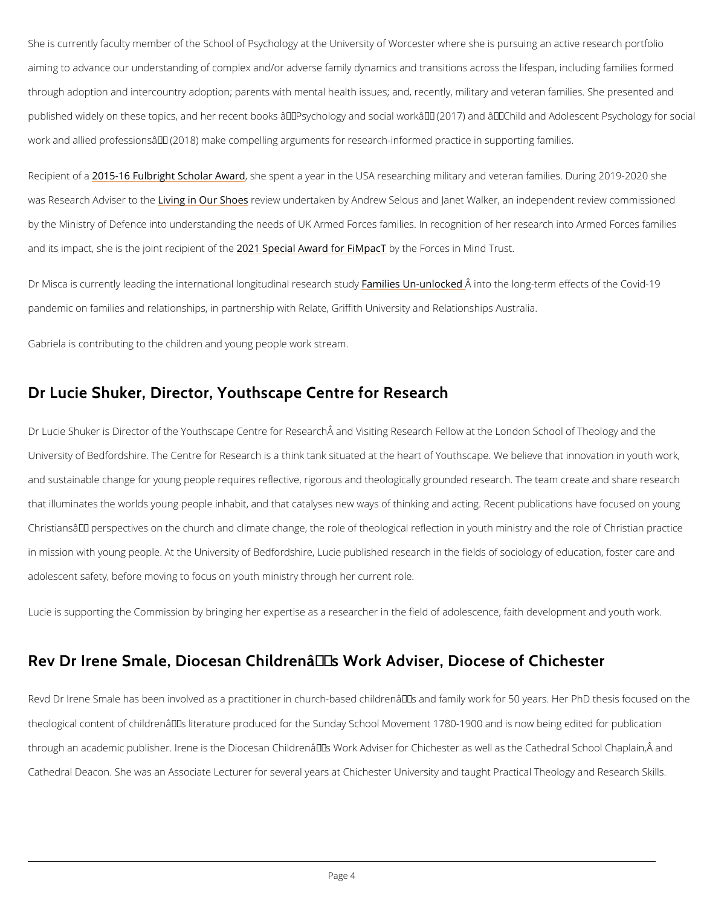She is currently faculty member of the School of Psychology at the University of Worcester where she is pursuing an active research portfolio aiming to advance our understanding of complex and/or adverse family dynamics and transitions across the lifespan, including families formed through adoption and intercountry adoption; parents with mental health issues; and, recently, military and veteran families. She presented and published widely on these topics, and her recent books â€˜Psychology and social workâ€™ (2017) and â€˜Child and Adolescent Psychology for social work and allied professionsâ€™ (2018) make compelling arguments for research-informed practice in supporting families.

Recipient of a 2015-16 Fulbright Scholar Award, she spent a year in the USA researching military and veteran families. During 2019-2020 she was Research Adviser to the Living in Our Shoes review undertaken by Andrew Selous and Janet Walker, an independent review commissioned by the Ministry of Defence into understanding the needs of UK Armed Forces families. In recognition of her research into Armed Forces families and its impact, she is the joint recipient of the 2021 Special Award for FiMpacT by the Forces in Mind Trust.

Dr Misca is currently leading the international longitudinal research study Families Un-unlocked Â into the long-term effects of the Covid-19 pandemic on families and relationships, in partnership with Relate, Griffith University and Relationships Australia.

Gabriela is contributing to the children and young people work stream.

## Dr Lucie Shuker, Director, Youthscape Centre for Research

Dr Lucie Shuker is Director of the Youthscape Centre for ResearchÂ and Visiting Research Fellow at the London School of Theology and the University of Bedfordshire. The Centre for Research is a think tank situated at the heart of Youthscape. We believe that innovation in youth work, and sustainable change for young people requires reflective, rigorous and theologically grounded research. The team create and share research that illuminates the worlds young people inhabit, and that catalyses new ways of thinking and acting. Recent publications have focused on young Christiansâ€™ perspectives on the church and climate change, the role of theological reflection in youth ministry and the role of Christian practice in mission with young people. At the University of Bedfordshire, Lucie published research in the fields of sociology of education, foster care and adolescent safety, before moving to focus on youth ministry through her current role.

Lucie is supporting the Commission by bringing her expertise as a researcher in the field of adolescence, faith development and youth work.

## Rev Dr Irene Smale, Diocesan Childrenâ€™s Work Adviser, Diocese of Chichester

Revd Dr Irene Smale has been involved as a practitioner in church-based childrenâ€™s and family work for 50 years. Her PhD thesis focused on the theological content of childrenâ€™s literature produced for the Sunday School Movement 1780-1900 and is now being edited for publication through an academic publisher. Irene is the Diocesan Childrenâ€™s Work Adviser for Chichester as well as the Cathedral School Chaplain,Â and Cathedral Deacon. She was an Associate Lecturer for several years at Chichester University and taught Practical Theology and Research Skills.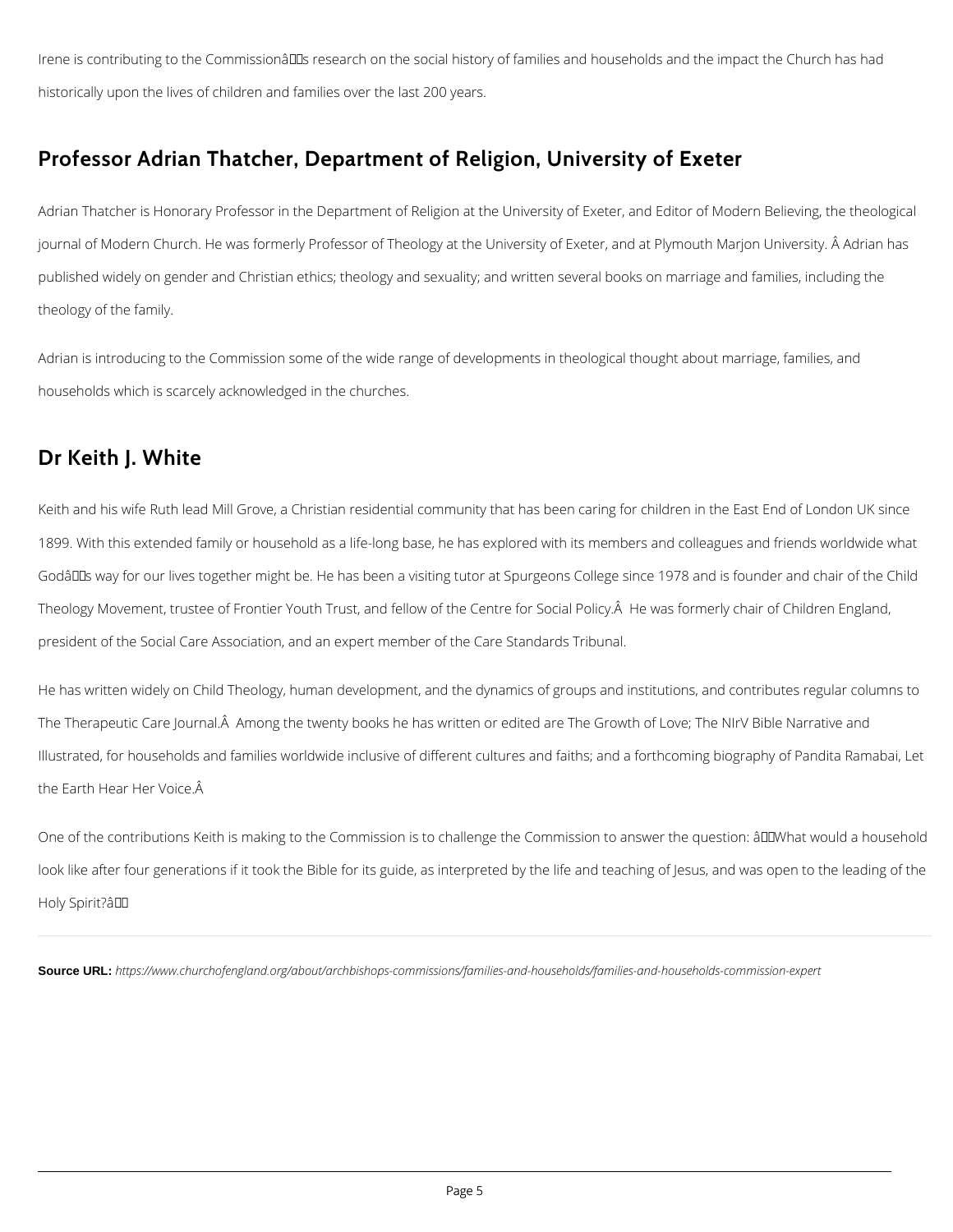Irene is contributing to the Commissionâs research on the social history of families and households and the impact the Church has had historically upon the lives of children and families over the last 200 years.

## Professor Adrian Thatcher, Department of Religion, University of Exeter

Adrian Thatcher is Honorary Professor in the Department of Religion at the University of Exeter, and Editor of Modern Believing, the theological journal of Modern Church. He was formerly Professor of Theology at the University of Exeter, and at Plymouth Marjon University. Â Adrian has published widely on gender and Christian ethics; theology and sexuality; and written several books on marriage and families, including the theology of the family.

Adrian is introducing to the Commission some of the wide range of developments in theological thought about marriage, families, and households which is scarcely acknowledged in the churches.

## Dr Keith J. White

Keith and his wife Ruth lead Mill Grove, a Christian residential community that has been caring for children in the East End of London UK since 1899. With this extended family or household as a life-long base, he has explored with its members and colleagues and friends worldwide what Godâs way for our lives together might be. He has been a visiting tutor at Spurgeons College since 1978 and is founder and chair of the Child Theology Movement, trustee of Frontier Youth Trust, and fellow of the Centre for Social Policy.Â He was formerly chair of Children England, president of the Social Care Association, and an expert member of the Care Standards Tribunal.

He has written widely on Child Theology, human development, and the dynamics of groups and institutions, and contributes regular columns to The Therapeutic Care Journal.Â Among the twenty books he has written or edited are The Growth of Love; The NIrV Bible Narrative and Illustrated, for households and families worldwide inclusive of different cultures and faiths; and a forthcoming biography of Pandita Ramabai, Let the Earth Hear Her Voice.Â

One of the contributions Keith is making to the Commission is to challenge the Commission to answer the question: âWhat would a household look like after four generations if it took the Bible for its guide, as interpreted by the life and teaching of Jesus, and was open to the leading of the Holy Spirit?â

---

**Source URL:** *https://www.churchofengland.org/about/archbishops-commissions/families-and-households/families-and-households-commission-expert*